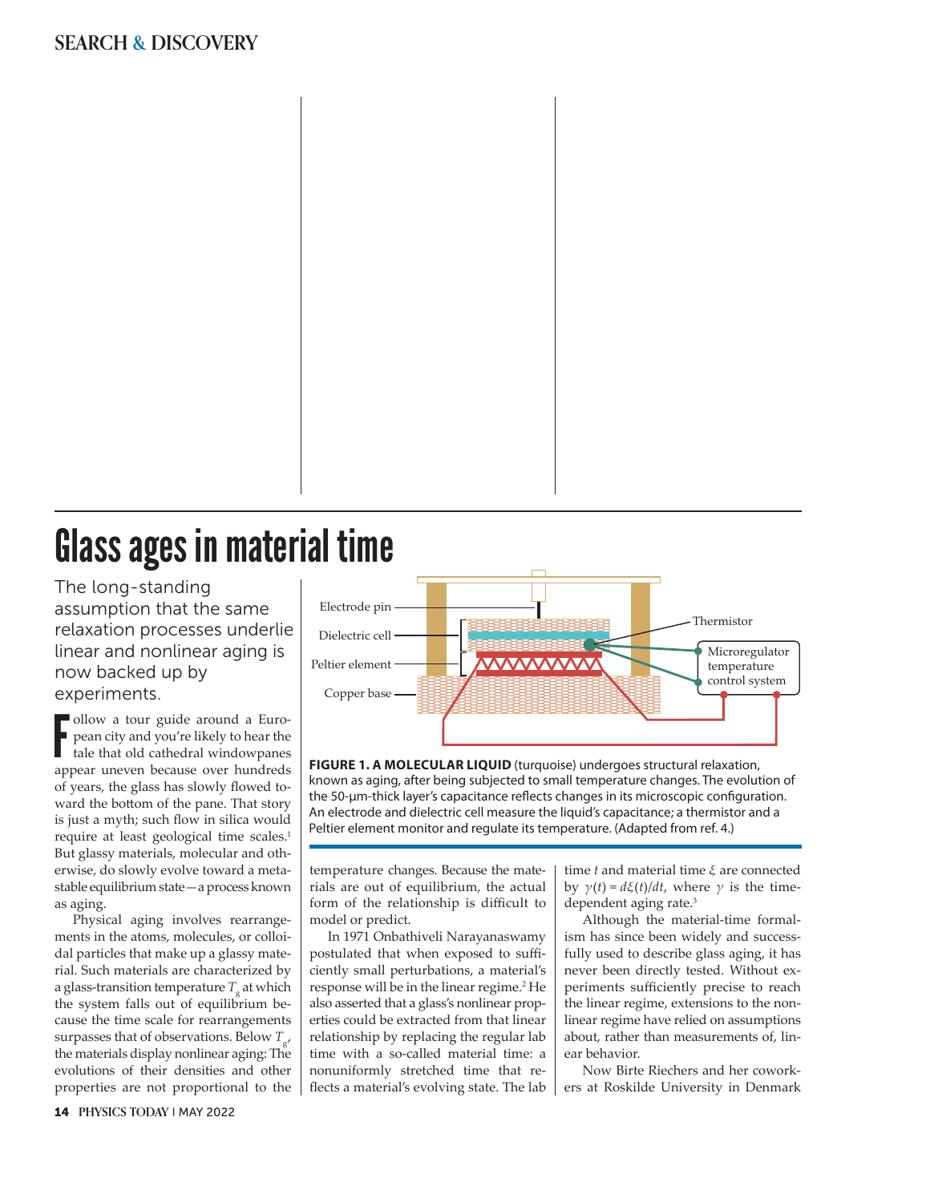# Glass ages in material time

The long-standing assumption that the same relaxation processes underlie linear and nonlinear aging is now backed up by experiments.

Follow a tour guide around a European city and you're likely to hear the tale that old cathedral windowpanes appear uneven because over hundreds of years, the glass has slowly flowed toward the bottom of the pane. That story is just a myth; such flow in silica would require at least geological time scales.[1] But glassy materials, molecular and otherwise, do slowly evolve toward a metastable equilibrium state—a process known as aging.

Physical aging involves rearrangements in the atoms, molecules, or colloidal particles that make up a glassy material. Such materials are characterized by a glass-transition temperature $T_g$ at which the system falls out of equilibrium because the time scale for rearrangements surpasses that of observations. Below $T_g$, the materials display nonlinear aging: The evolutions of their densities and other properties are not proportional to the temperature changes. Because the materials are out of equilibrium, the actual form of the relationship is difficult to model or predict.

In 1971 Onbathiveli Narayanaswamy postulated that when exposed to sufficiently small perturbations, a material's response will be in the linear regime.[2] He also asserted that a glass's nonlinear properties could be extracted from that linear relationship by replacing the regular lab time with a so-called material time: a nonuniformly stretched time that reflects a material's evolving state. The lab time $t$ and material time $\xi$ are connected by $\gamma(t) = d\xi(t)/dt$, where $\gamma$ is the time-dependent aging rate.[3]

Although the material-time formalism has since been widely and successfully used to describe glass aging, it has never been directly tested. Without experiments sufficiently precise to reach the linear regime, extensions to the nonlinear regime have relied on assumptions about, rather than measurements of, linear behavior.

Now Birte Riechers and her coworkers at Roskilde University in Denmark

**FIGURE 1. A MOLECULAR LIQUID** (turquoise) undergoes structural relaxation, known as aging, after being subjected to small temperature changes. The evolution of the 50-µm-thick layer's capacitance reflects changes in its microscopic configuration. An electrode and dielectric cell measure the liquid's capacitance; a thermistor and a Peltier element monitor and regulate its temperature. (Adapted from ref. 4.)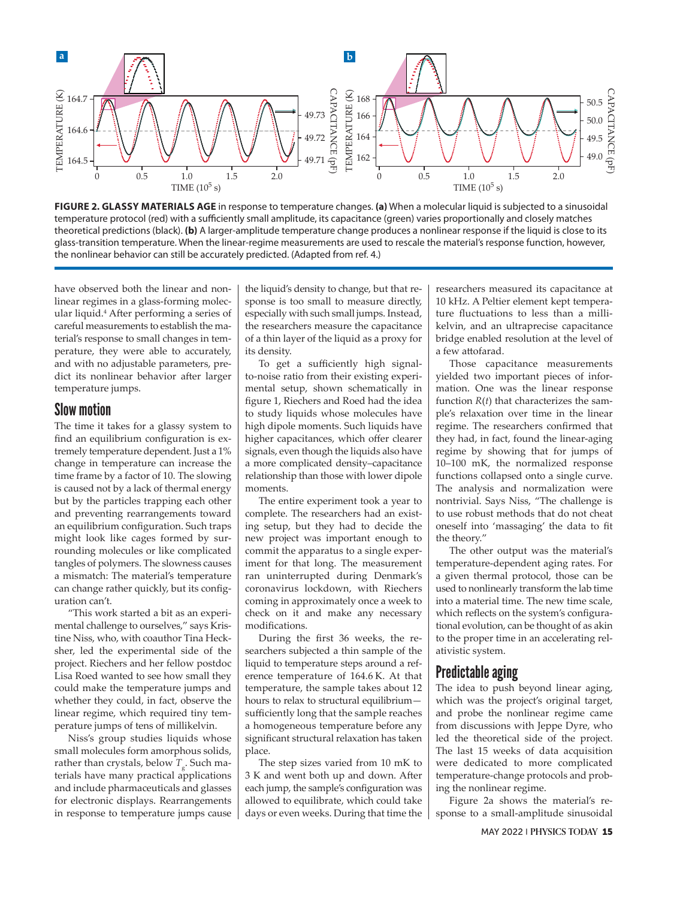**FIGURE 2. GLASSY MATERIALS AGE** in response to temperature changes. **(a)** When a molecular liquid is subjected to a sinusoidal temperature protocol (red) with a sufficiently small amplitude, its capacitance (green) varies proportionally and closely matches theoretical predictions (black). **(b)** A larger-amplitude temperature change produces a nonlinear response if the liquid is close to its glass-transition temperature. When the linear-regime measurements are used to rescale the material's response function, however, the nonlinear behavior can still be accurately predicted. (Adapted from ref. 4.)

have observed both the linear and nonlinear regimes in a glass-forming molecular liquid.[4] After performing a series of careful measurements to establish the material's response to small changes in temperature, they were able to accurately, and with no adjustable parameters, predict its nonlinear behavior after larger temperature jumps.

## Slow motion

The time it takes for a glassy system to find an equilibrium configuration is extremely temperature dependent. Just a 1% change in temperature can increase the time frame by a factor of 10. The slowing is caused not by a lack of thermal energy but by the particles trapping each other and preventing rearrangements toward an equilibrium configuration. Such traps might look like cages formed by surrounding molecules or like complicated tangles of polymers. The slowness causes a mismatch: The material's temperature can change rather quickly, but its configuration can't.

"This work started a bit as an experimental challenge to ourselves," says Kristine Niss, who, with coauthor Tina Hecksher, led the experimental side of the project. Riechers and her fellow postdoc Lisa Roed wanted to see how small they could make the temperature jumps and whether they could, in fact, observe the linear regime, which required tiny temperature jumps of tens of millikelvin.

Niss's group studies liquids whose small molecules form amorphous solids, rather than crystals, below $T_g$. Such materials have many practical applications and include pharmaceuticals and glasses for electronic displays. Rearrangements in response to temperature jumps cause the liquid's density to change, but that response is too small to measure directly, especially with such small jumps. Instead, the researchers measure the capacitance of a thin layer of the liquid as a proxy for its density.

To get a sufficiently high signal-to-noise ratio from their existing experimental setup, shown schematically in figure 1, Riechers and Roed had the idea to study liquids whose molecules have high dipole moments. Such liquids have higher capacitances, which offer clearer signals, even though the liquids also have a more complicated density–capacitance relationship than those with lower dipole moments.

The entire experiment took a year to complete. The researchers had an existing setup, but they had to decide the new project was important enough to commit the apparatus to a single experiment for that long. The measurement ran uninterrupted during Denmark's coronavirus lockdown, with Riechers coming in approximately once a week to check on it and make any necessary modifications.

During the first 36 weeks, the researchers subjected a thin sample of the liquid to temperature steps around a reference temperature of 164.6 K. At that temperature, the sample takes about 12 hours to relax to structural equilibrium—sufficiently long that the sample reaches a homogeneous temperature before any significant structural relaxation has taken place.

The step sizes varied from 10 mK to 3 K and went both up and down. After each jump, the sample's configuration was allowed to equilibrate, which could take days or even weeks. During that time the researchers measured its capacitance at 10 kHz. A Peltier element kept temperature fluctuations to less than a millikelvin, and an ultraprecise capacitance bridge enabled resolution at the level of a few attofarad.

Those capacitance measurements yielded two important pieces of information. One was the linear response function $R(t)$ that characterizes the sample's relaxation over time in the linear regime. The researchers confirmed that they had, in fact, found the linear-aging regime by showing that for jumps of 10–100 mK, the normalized response functions collapsed onto a single curve. The analysis and normalization were nontrivial. Says Niss, "The challenge is to use robust methods that do not cheat oneself into 'massaging' the data to fit the theory."

The other output was the material's temperature-dependent aging rates. For a given thermal protocol, those can be used to nonlinearly transform the lab time into a material time. The new time scale, which reflects on the system's configurational evolution, can be thought of as akin to the proper time in an accelerating relativistic system.

## Predictable aging

The idea to push beyond linear aging, which was the project's original target, and probe the nonlinear regime came from discussions with Jeppe Dyre, who led the theoretical side of the project. The last 15 weeks of data acquisition were dedicated to more complicated temperature-change protocols and probing the nonlinear regime.

Figure 2a shows the material's response to a small-amplitude sinusoidal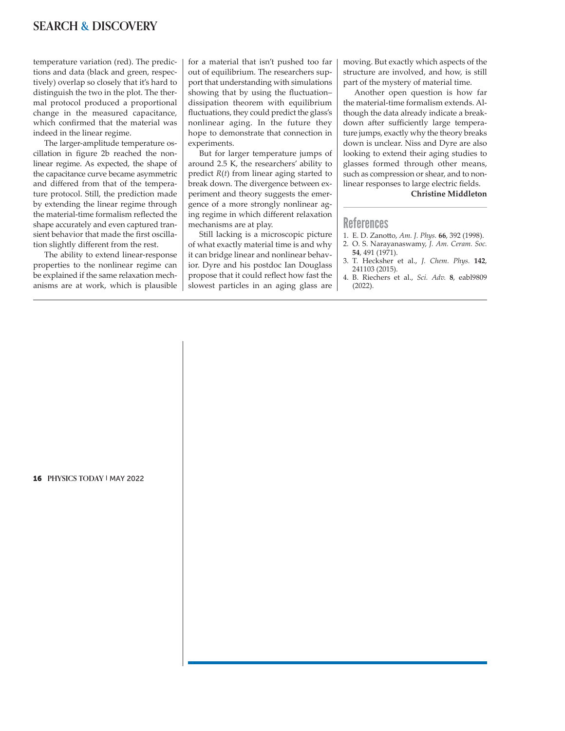temperature variation (red). The predictions and data (black and green, respectively) overlap so closely that it's hard to distinguish the two in the plot. The thermal protocol produced a proportional change in the measured capacitance, which confirmed that the material was indeed in the linear regime.

The larger-amplitude temperature oscillation in figure 2b reached the nonlinear regime. As expected, the shape of the capacitance curve became asymmetric and differed from that of the temperature protocol. Still, the prediction made by extending the linear regime through the material-time formalism reflected the shape accurately and even captured transient behavior that made the first oscillation slightly different from the rest.

The ability to extend linear-response properties to the nonlinear regime can be explained if the same relaxation mechanisms are at work, which is plausible for a material that isn't pushed too far out of equilibrium. The researchers support that understanding with simulations showing that by using the fluctuation–dissipation theorem with equilibrium fluctuations, they could predict the glass's nonlinear aging. In the future they hope to demonstrate that connection in experiments.

But for larger temperature jumps of around 2.5 K, the researchers' ability to predict $R(t)$ from linear aging started to break down. The divergence between experiment and theory suggests the emergence of a more strongly nonlinear aging regime in which different relaxation mechanisms are at play.

Still lacking is a microscopic picture of what exactly material time is and why it can bridge linear and nonlinear behavior. Dyre and his postdoc Ian Douglass propose that it could reflect how fast the slowest particles in an aging glass are moving. But exactly which aspects of the structure are involved, and how, is still part of the mystery of material time.

Another open question is how far the material-time formalism extends. Although the data already indicate a breakdown after sufficiently large temperature jumps, exactly why the theory breaks down is unclear. Niss and Dyre are also looking to extend their aging studies to glasses formed through other means, such as compression or shear, and to nonlinear responses to large electric fields.

**Christine Middleton**

## References

1. E. D. Zanotto, *Am. J. Phys.* **66**, 392 (1998).
2. O. S. Narayanaswamy, *J. Am. Ceram. Soc.* **54**, 491 (1971).
3. T. Hecksher et al., *J. Chem. Phys.* **142**, 241103 (2015).
4. B. Riechers et al., *Sci. Adv.* **8**, eabl9809 (2022).